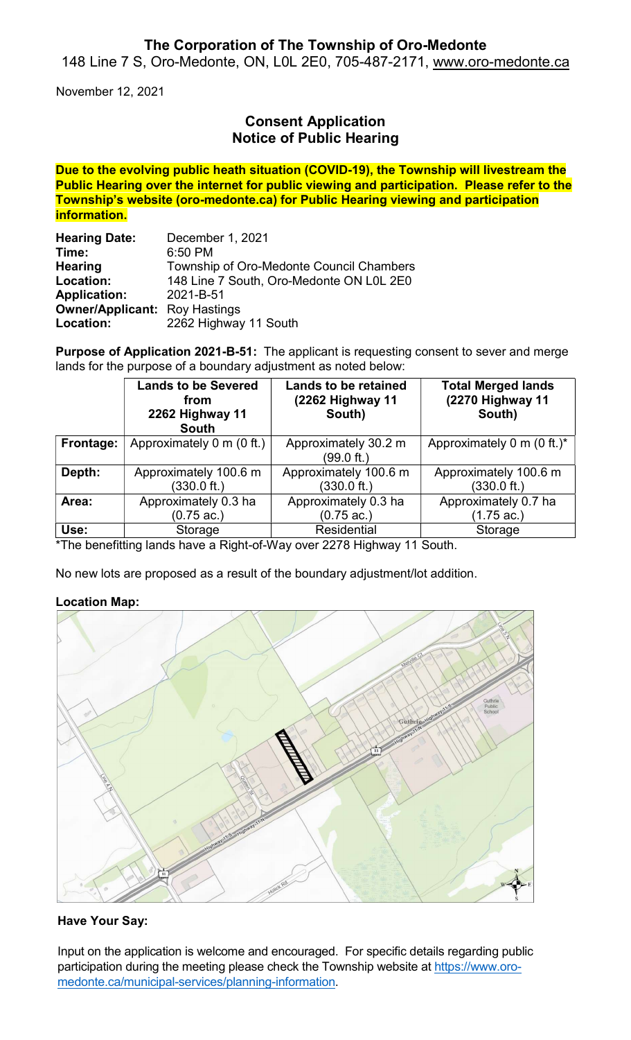# The Corporation of The Township of Oro-Medonte

148 Line 7 S, Oro-Medonte, ON, L0L 2E0, 705-487-2171, www.oro-medonte.ca

November 12, 2021

## Consent Application
## Notice of Public Hearing

**Due to the evolving public heath situation (COVID-19), the Township will livestream the Public Hearing over the internet for public viewing and participation. Please refer to the Township's website (oro-medonte.ca) for Public Hearing viewing and participation information.**

**Hearing Date:** December 1, 2021
**Time:** 6:50 PM
**Hearing Location:** Township of Oro-Medonte Council Chambers, 148 Line 7 South, Oro-Medonte ON L0L 2E0
**Application:** 2021-B-51
**Owner/Applicant:** Roy Hastings
**Location:** 2262 Highway 11 South

**Purpose of Application 2021-B-51:** The applicant is requesting consent to sever and merge lands for the purpose of a boundary adjustment as noted below:

| | Lands to be Severed from 2262 Highway 11 South | Lands to be retained (2262 Highway 11 South) | Total Merged lands (2270 Highway 11 South) |
|---|---|---|---|
| **Frontage:** | Approximately 0 m (0 ft.) | Approximately 30.2 m (99.0 ft.) | Approximately 0 m (0 ft.)* |
| **Depth:** | Approximately 100.6 m (330.0 ft.) | Approximately 100.6 m (330.0 ft.) | Approximately 100.6 m (330.0 ft.) |
| **Area:** | Approximately 0.3 ha (0.75 ac.) | Approximately 0.3 ha (0.75 ac.) | Approximately 0.7 ha (1.75 ac.) |
| **Use:** | Storage | Residential | Storage |

*The benefitting lands have a Right-of-Way over 2278 Highway 11 South.

No new lots are proposed as a result of the boundary adjustment/lot addition.

**Location Map:**

**Have Your Say:**

Input on the application is welcome and encouraged. For specific details regarding public participation during the meeting please check the Township website at https://www.oro-medonte.ca/municipal-services/planning-information.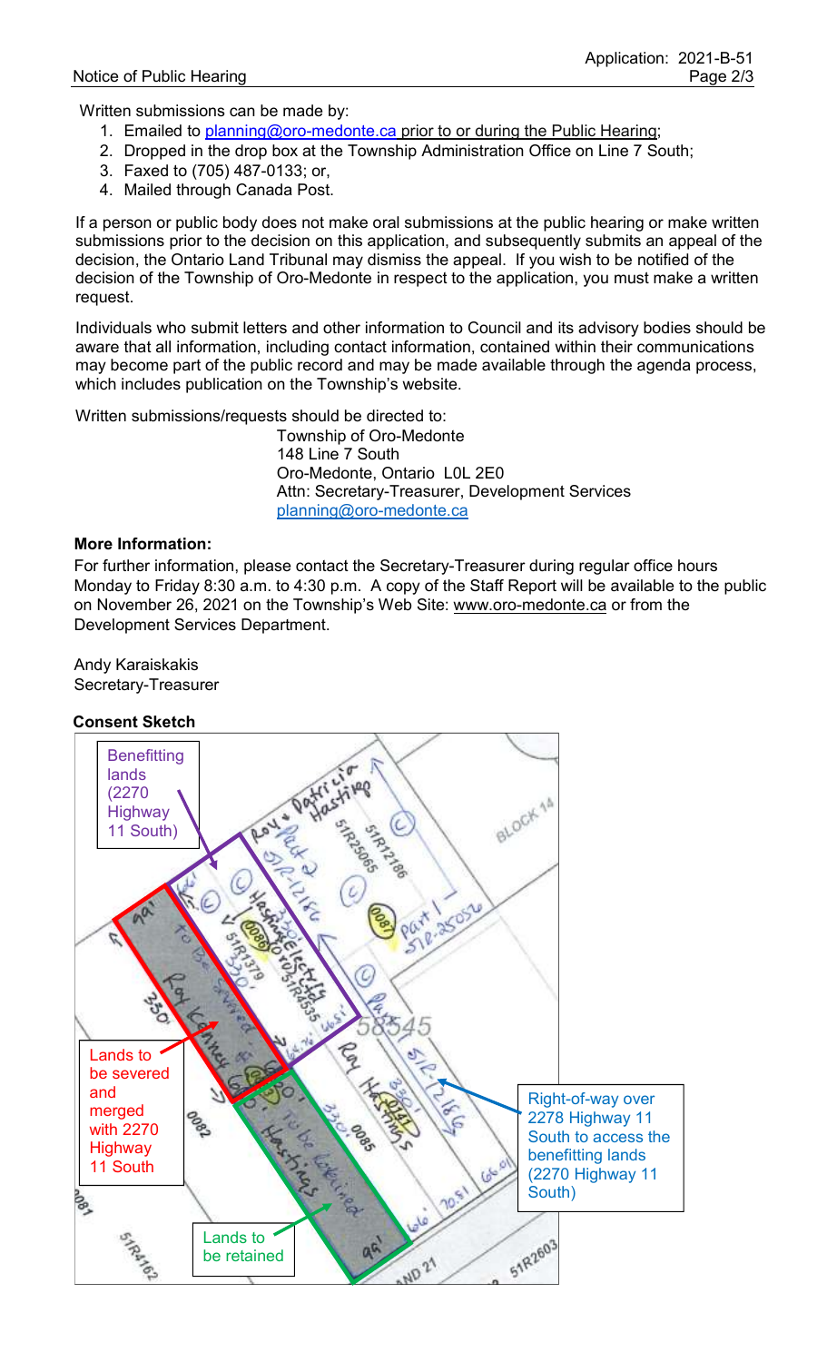Written submissions can be made by:

1. Emailed to planning@oro-medonte.ca prior to or during the Public Hearing;
2. Dropped in the drop box at the Township Administration Office on Line 7 South;
3. Faxed to (705) 487-0133; or,
4. Mailed through Canada Post.

If a person or public body does not make oral submissions at the public hearing or make written submissions prior to the decision on this application, and subsequently submits an appeal of the decision, the Ontario Land Tribunal may dismiss the appeal. If you wish to be notified of the decision of the Township of Oro-Medonte in respect to the application, you must make a written request.

Individuals who submit letters and other information to Council and its advisory bodies should be aware that all information, including contact information, contained within their communications may become part of the public record and may be made available through the agenda process, which includes publication on the Township's website.

Written submissions/requests should be directed to:

Township of Oro-Medonte
148 Line 7 South
Oro-Medonte, Ontario L0L 2E0
Attn: Secretary-Treasurer, Development Services
planning@oro-medonte.ca

**More Information:**

For further information, please contact the Secretary-Treasurer during regular office hours Monday to Friday 8:30 a.m. to 4:30 p.m. A copy of the Staff Report will be available to the public on November 26, 2021 on the Township's Web Site: www.oro-medonte.ca or from the Development Services Department.

Andy Karaiskakis
Secretary-Treasurer

**Consent Sketch**

Benefitting lands (2270 Highway 11 South)

Lands to be severed and merged with 2270 Highway 11 South

Right-of-way over 2278 Highway 11 South to access the benefitting lands (2270 Highway 11 South)

Lands to be retained